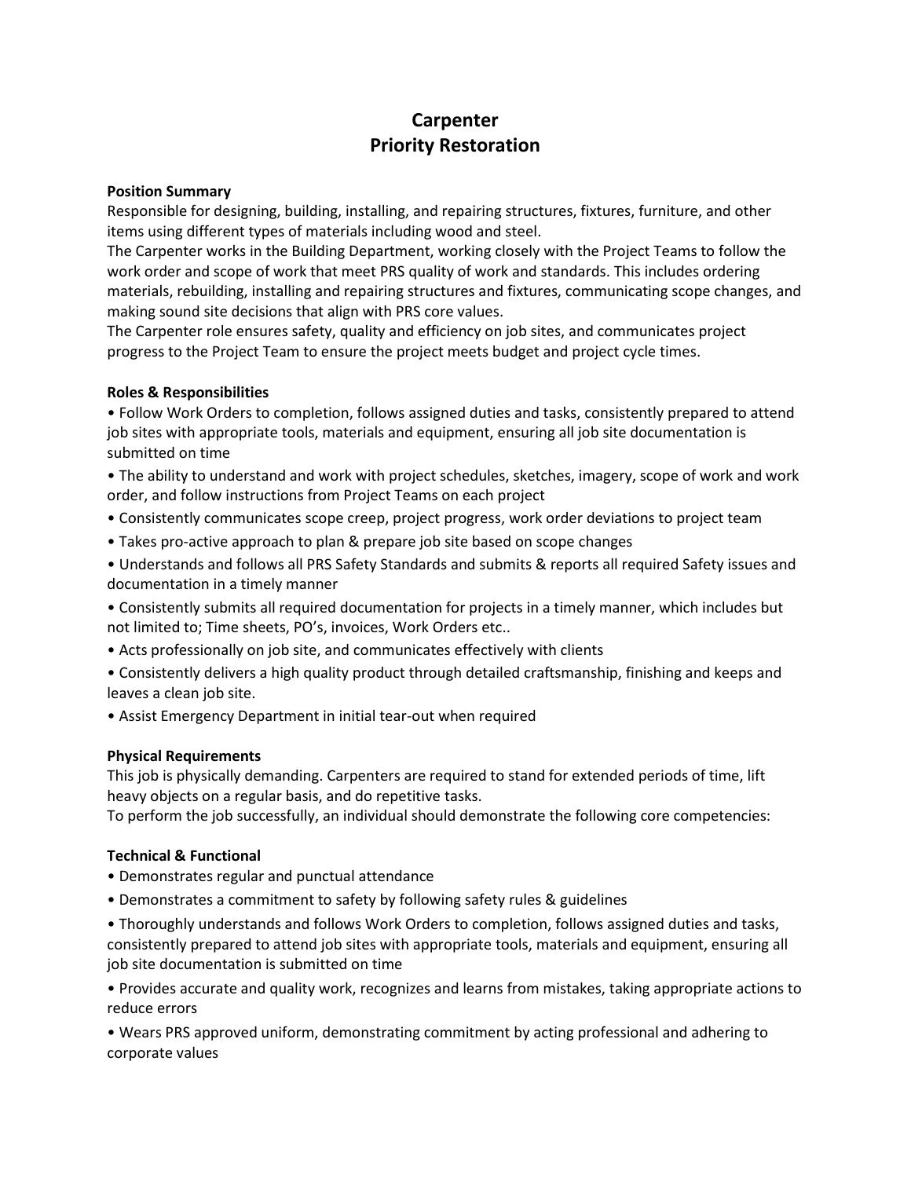# Carpenter
# Priority Restoration

**Position Summary**

Responsible for designing, building, installing, and repairing structures, fixtures, furniture, and other items using different types of materials including wood and steel.

The Carpenter works in the Building Department, working closely with the Project Teams to follow the work order and scope of work that meet PRS quality of work and standards. This includes ordering materials, rebuilding, installing and repairing structures and fixtures, communicating scope changes, and making sound site decisions that align with PRS core values.

The Carpenter role ensures safety, quality and efficiency on job sites, and communicates project progress to the Project Team to ensure the project meets budget and project cycle times.

**Roles & Responsibilities**

- Follow Work Orders to completion, follows assigned duties and tasks, consistently prepared to attend job sites with appropriate tools, materials and equipment, ensuring all job site documentation is submitted on time
- The ability to understand and work with project schedules, sketches, imagery, scope of work and work order, and follow instructions from Project Teams on each project
- Consistently communicates scope creep, project progress, work order deviations to project team
- Takes pro-active approach to plan & prepare job site based on scope changes
- Understands and follows all PRS Safety Standards and submits & reports all required Safety issues and documentation in a timely manner
- Consistently submits all required documentation for projects in a timely manner, which includes but not limited to; Time sheets, PO's, invoices, Work Orders etc..
- Acts professionally on job site, and communicates effectively with clients
- Consistently delivers a high quality product through detailed craftsmanship, finishing and keeps and leaves a clean job site.
- Assist Emergency Department in initial tear-out when required

**Physical Requirements**

This job is physically demanding. Carpenters are required to stand for extended periods of time, lift heavy objects on a regular basis, and do repetitive tasks.

To perform the job successfully, an individual should demonstrate the following core competencies:

**Technical & Functional**

- Demonstrates regular and punctual attendance
- Demonstrates a commitment to safety by following safety rules & guidelines
- Thoroughly understands and follows Work Orders to completion, follows assigned duties and tasks, consistently prepared to attend job sites with appropriate tools, materials and equipment, ensuring all job site documentation is submitted on time
- Provides accurate and quality work, recognizes and learns from mistakes, taking appropriate actions to reduce errors
- Wears PRS approved uniform, demonstrating commitment by acting professional and adhering to corporate values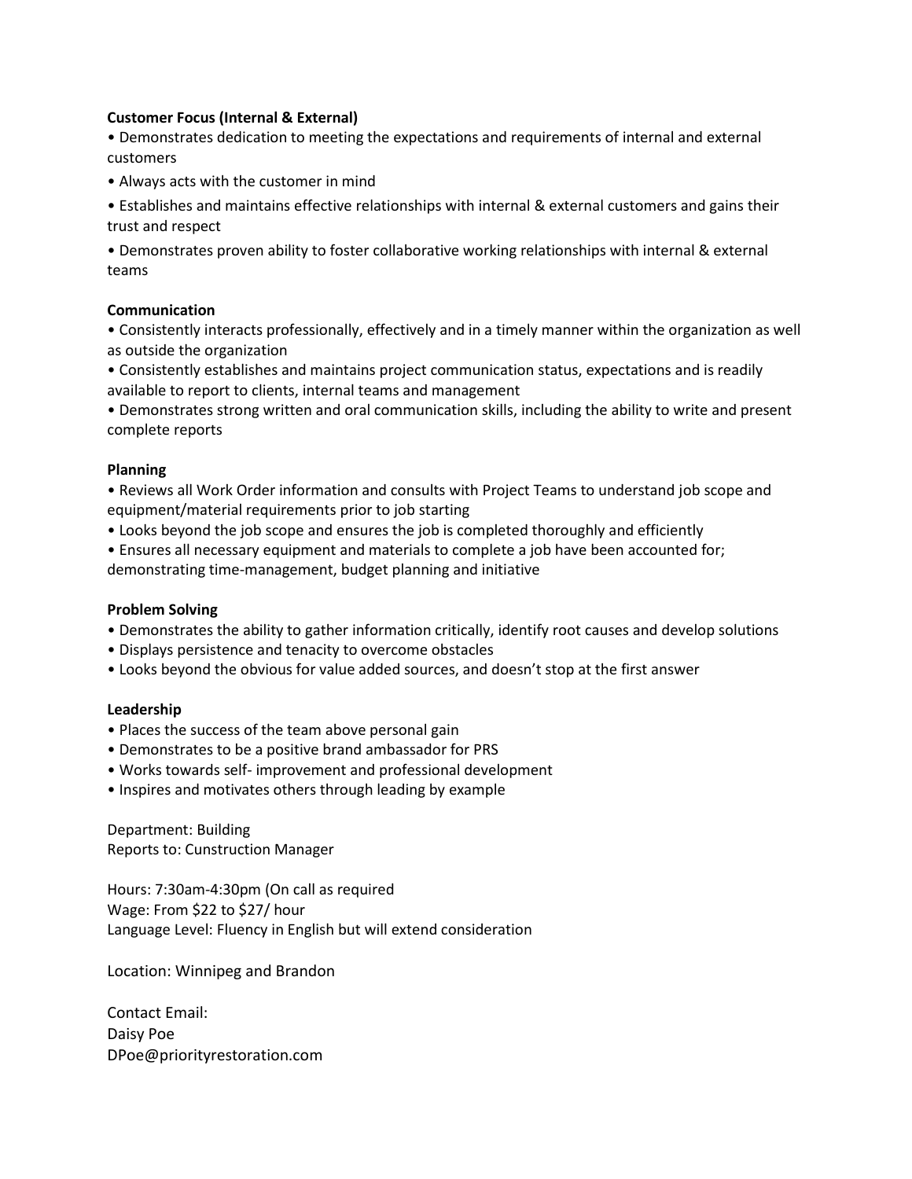**Customer Focus (Internal & External)**

- Demonstrates dedication to meeting the expectations and requirements of internal and external customers
- Always acts with the customer in mind
- Establishes and maintains effective relationships with internal & external customers and gains their trust and respect
- Demonstrates proven ability to foster collaborative working relationships with internal & external teams

**Communication**

- Consistently interacts professionally, effectively and in a timely manner within the organization as well as outside the organization
- Consistently establishes and maintains project communication status, expectations and is readily available to report to clients, internal teams and management
- Demonstrates strong written and oral communication skills, including the ability to write and present complete reports

**Planning**

- Reviews all Work Order information and consults with Project Teams to understand job scope and equipment/material requirements prior to job starting
- Looks beyond the job scope and ensures the job is completed thoroughly and efficiently
- Ensures all necessary equipment and materials to complete a job have been accounted for; demonstrating time-management, budget planning and initiative

**Problem Solving**

- Demonstrates the ability to gather information critically, identify root causes and develop solutions
- Displays persistence and tenacity to overcome obstacles
- Looks beyond the obvious for value added sources, and doesn't stop at the first answer

**Leadership**

- Places the success of the team above personal gain
- Demonstrates to be a positive brand ambassador for PRS
- Works towards self- improvement and professional development
- Inspires and motivates others through leading by example

Department: Building
Reports to: Cunstruction Manager

Hours: 7:30am-4:30pm (On call as required
Wage: From $22 to $27/ hour
Language Level: Fluency in English but will extend consideration

Location: Winnipeg and Brandon

Contact Email:
Daisy Poe
DPoe@priorityrestoration.com